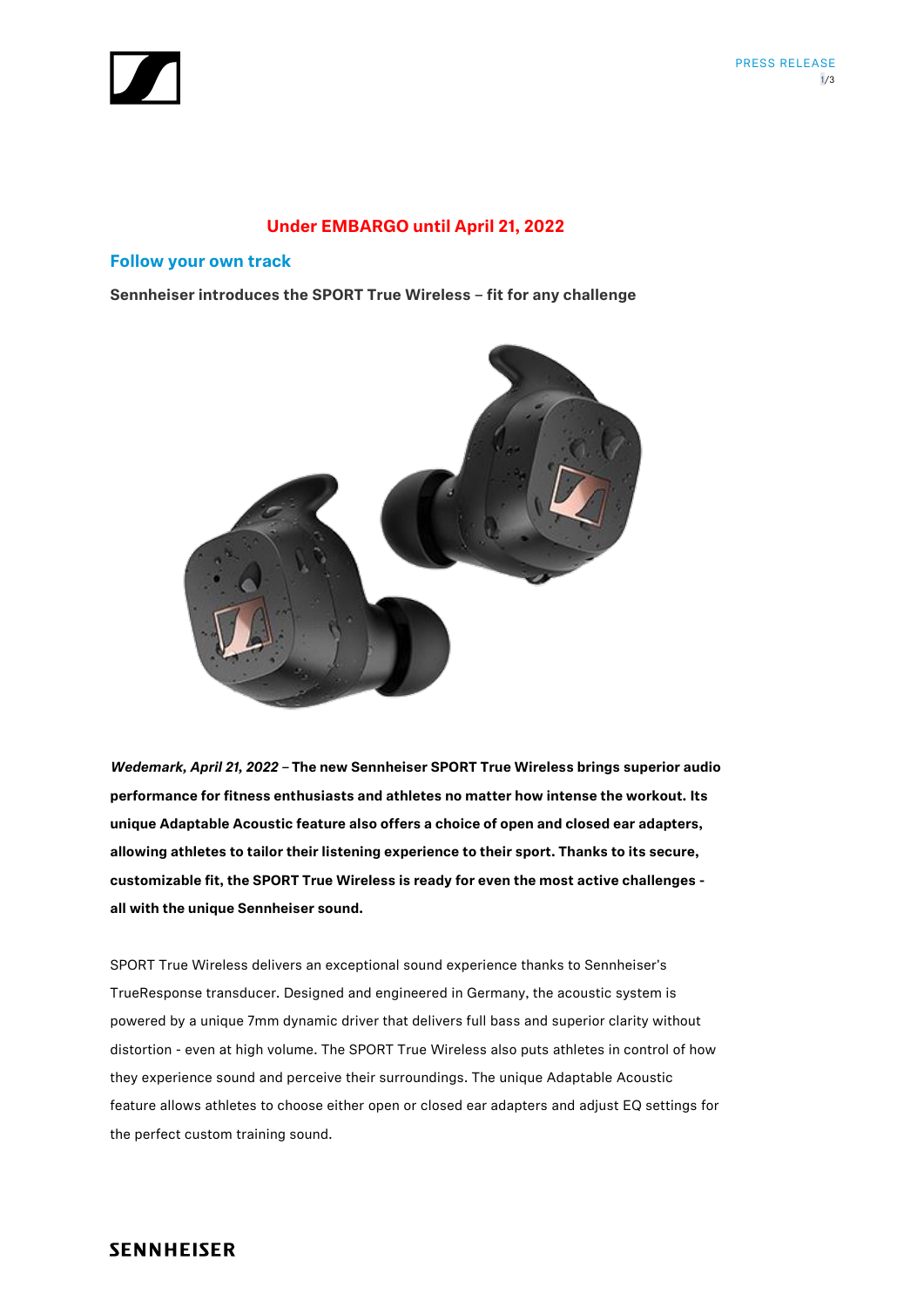**Under EMBARGO until April 21, 2022**

## Follow your own track

**Sennheiser introduces the SPORT True Wireless – fit for any challenge**

***Wedemark, April 21, 2022*** **– The new Sennheiser SPORT True Wireless brings superior audio performance for fitness enthusiasts and athletes no matter how intense the workout. Its unique Adaptable Acoustic feature also offers a choice of open and closed ear adapters, allowing athletes to tailor their listening experience to their sport. Thanks to its secure, customizable fit, the SPORT True Wireless is ready for even the most active challenges - all with the unique Sennheiser sound.**

SPORT True Wireless delivers an exceptional sound experience thanks to Sennheiser's TrueResponse transducer. Designed and engineered in Germany, the acoustic system is powered by a unique 7mm dynamic driver that delivers full bass and superior clarity without distortion - even at high volume. The SPORT True Wireless also puts athletes in control of how they experience sound and perceive their surroundings. The unique Adaptable Acoustic feature allows athletes to choose either open or closed ear adapters and adjust EQ settings for the perfect custom training sound.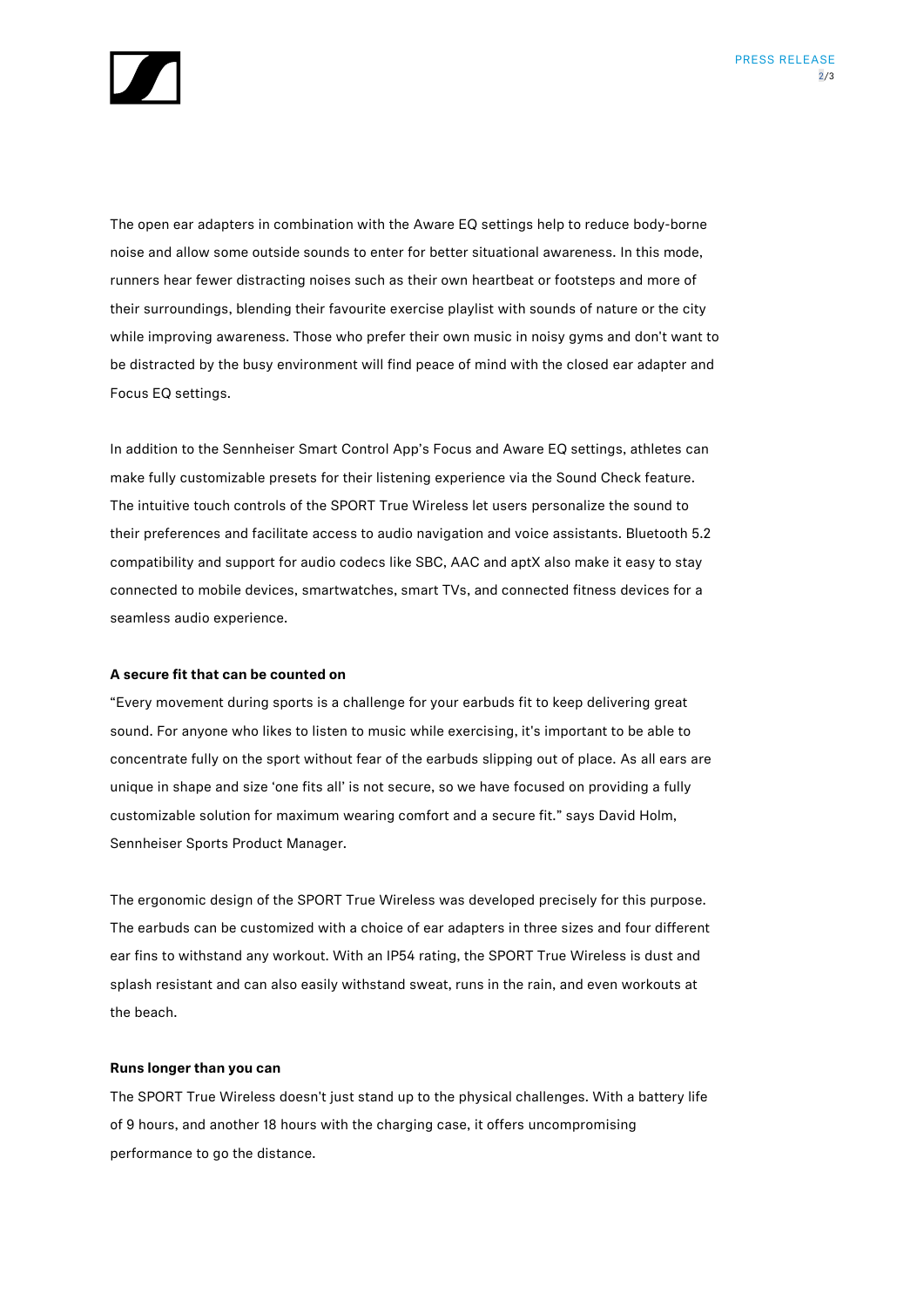The open ear adapters in combination with the Aware EQ settings help to reduce body-borne noise and allow some outside sounds to enter for better situational awareness. In this mode, runners hear fewer distracting noises such as their own heartbeat or footsteps and more of their surroundings, blending their favourite exercise playlist with sounds of nature or the city while improving awareness. Those who prefer their own music in noisy gyms and don't want to be distracted by the busy environment will find peace of mind with the closed ear adapter and Focus EQ settings.

In addition to the Sennheiser Smart Control App's Focus and Aware EQ settings, athletes can make fully customizable presets for their listening experience via the Sound Check feature. The intuitive touch controls of the SPORT True Wireless let users personalize the sound to their preferences and facilitate access to audio navigation and voice assistants. Bluetooth 5.2 compatibility and support for audio codecs like SBC, AAC and aptX also make it easy to stay connected to mobile devices, smartwatches, smart TVs, and connected fitness devices for a seamless audio experience.

**A secure fit that can be counted on**

"Every movement during sports is a challenge for your earbuds fit to keep delivering great sound. For anyone who likes to listen to music while exercising, it's important to be able to concentrate fully on the sport without fear of the earbuds slipping out of place. As all ears are unique in shape and size 'one fits all' is not secure, so we have focused on providing a fully customizable solution for maximum wearing comfort and a secure fit." says David Holm, Sennheiser Sports Product Manager.

The ergonomic design of the SPORT True Wireless was developed precisely for this purpose. The earbuds can be customized with a choice of ear adapters in three sizes and four different ear fins to withstand any workout. With an IP54 rating, the SPORT True Wireless is dust and splash resistant and can also easily withstand sweat, runs in the rain, and even workouts at the beach.

**Runs longer than you can**

The SPORT True Wireless doesn't just stand up to the physical challenges. With a battery life of 9 hours, and another 18 hours with the charging case, it offers uncompromising performance to go the distance.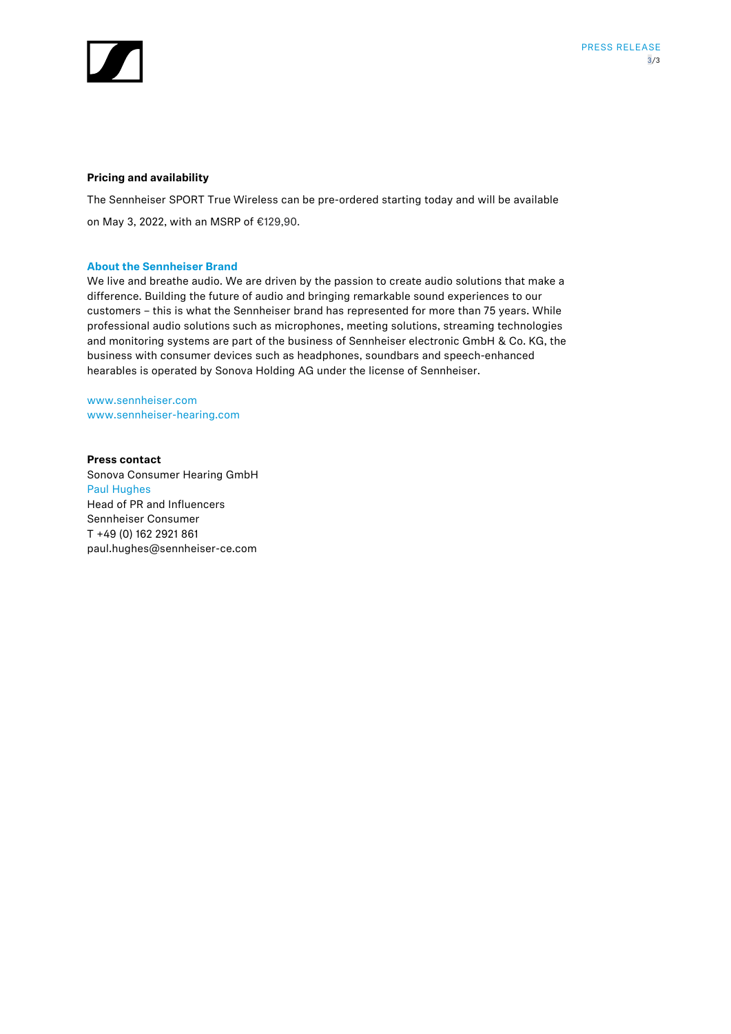**Pricing and availability**

The Sennheiser SPORT True Wireless can be pre-ordered starting today and will be available on May 3, 2022, with an MSRP of €129,90.

**About the Sennheiser Brand**

We live and breathe audio. We are driven by the passion to create audio solutions that make a difference. Building the future of audio and bringing remarkable sound experiences to our customers – this is what the Sennheiser brand has represented for more than 75 years. While professional audio solutions such as microphones, meeting solutions, streaming technologies and monitoring systems are part of the business of Sennheiser electronic GmbH & Co. KG, the business with consumer devices such as headphones, soundbars and speech-enhanced hearables is operated by Sonova Holding AG under the license of Sennheiser.

www.sennheiser.com
www.sennheiser-hearing.com

**Press contact**

Sonova Consumer Hearing GmbH
Paul Hughes
Head of PR and Influencers
Sennheiser Consumer
T +49 (0) 162 2921 861
paul.hughes@sennheiser-ce.com